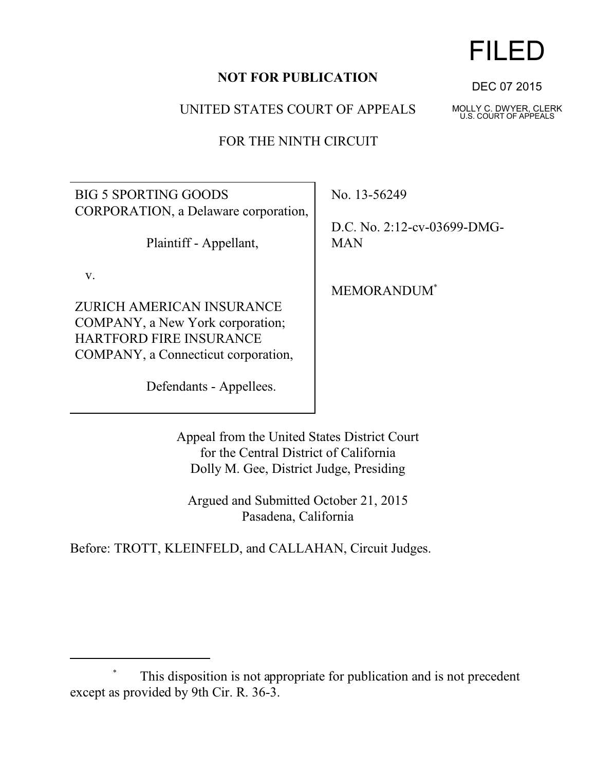FILED

DEC 07 2015

MOLLY C. DWYER, CLERK
U.S. COURT OF APPEALS

**NOT FOR PUBLICATION**

UNITED STATES COURT OF APPEALS

FOR THE NINTH CIRCUIT

BIG 5 SPORTING GOODS CORPORATION, a Delaware corporation,

Plaintiff - Appellant,

v.

ZURICH AMERICAN INSURANCE COMPANY, a New York corporation; HARTFORD FIRE INSURANCE COMPANY, a Connecticut corporation,

Defendants - Appellees.

No. 13-56249

D.C. No. 2:12-cv-03699-DMG-MAN

MEMORANDUM*

Appeal from the United States District Court
for the Central District of California
Dolly M. Gee, District Judge, Presiding

Argued and Submitted October 21, 2015
Pasadena, California

Before: TROTT, KLEINFELD, and CALLAHAN, Circuit Judges.

---

* This disposition is not appropriate for publication and is not precedent except as provided by 9th Cir. R. 36-3.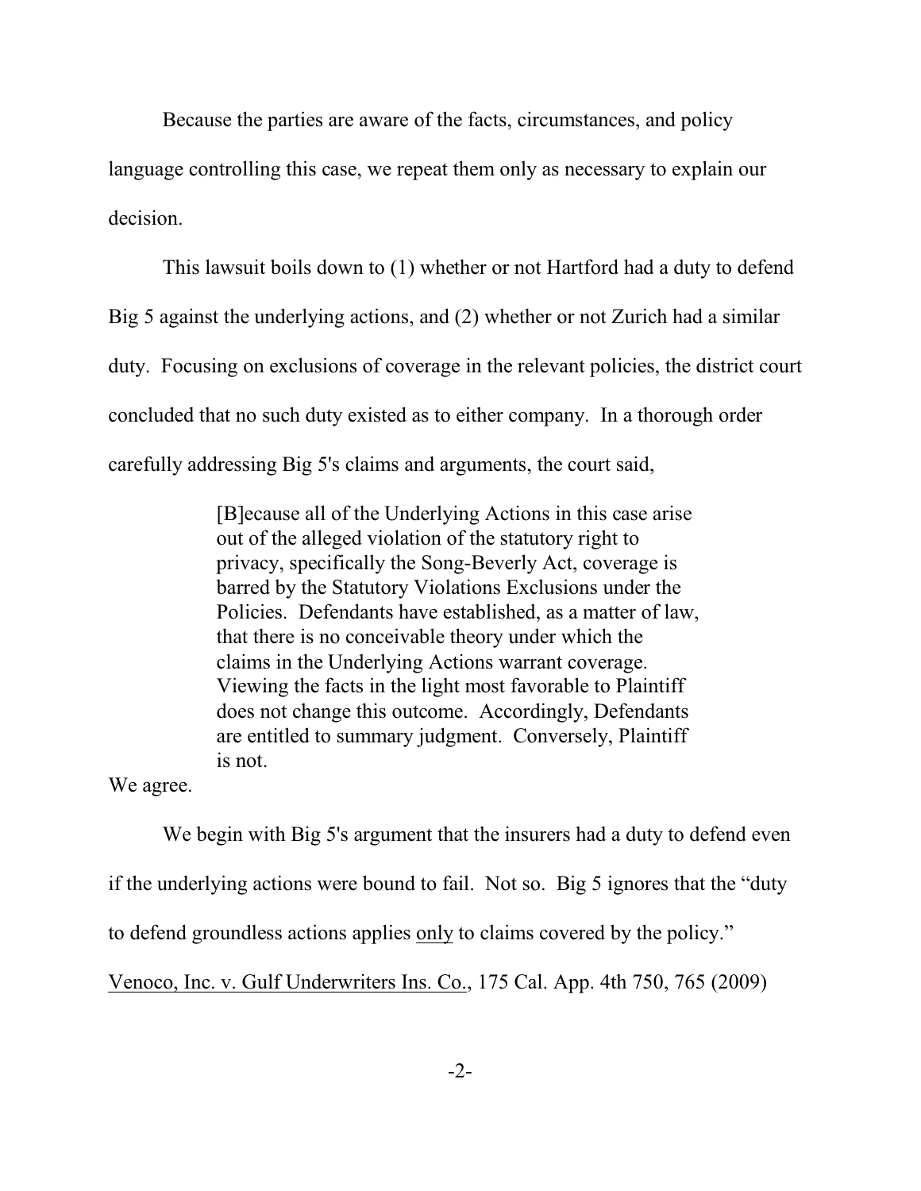Because the parties are aware of the facts, circumstances, and policy language controlling this case, we repeat them only as necessary to explain our decision.

This lawsuit boils down to (1) whether or not Hartford had a duty to defend Big 5 against the underlying actions, and (2) whether or not Zurich had a similar duty. Focusing on exclusions of coverage in the relevant policies, the district court concluded that no such duty existed as to either company. In a thorough order carefully addressing Big 5's claims and arguments, the court said,

> [B]ecause all of the Underlying Actions in this case arise out of the alleged violation of the statutory right to privacy, specifically the Song-Beverly Act, coverage is barred by the Statutory Violations Exclusions under the Policies. Defendants have established, as a matter of law, that there is no conceivable theory under which the claims in the Underlying Actions warrant coverage. Viewing the facts in the light most favorable to Plaintiff does not change this outcome. Accordingly, Defendants are entitled to summary judgment. Conversely, Plaintiff is not.

We agree.

We begin with Big 5's argument that the insurers had a duty to defend even if the underlying actions were bound to fail. Not so. Big 5 ignores that the "duty to defend groundless actions applies <u>only</u> to claims covered by the policy." <u>Venoco, Inc. v. Gulf Underwriters Ins. Co.</u>, 175 Cal. App. 4th 750, 765 (2009)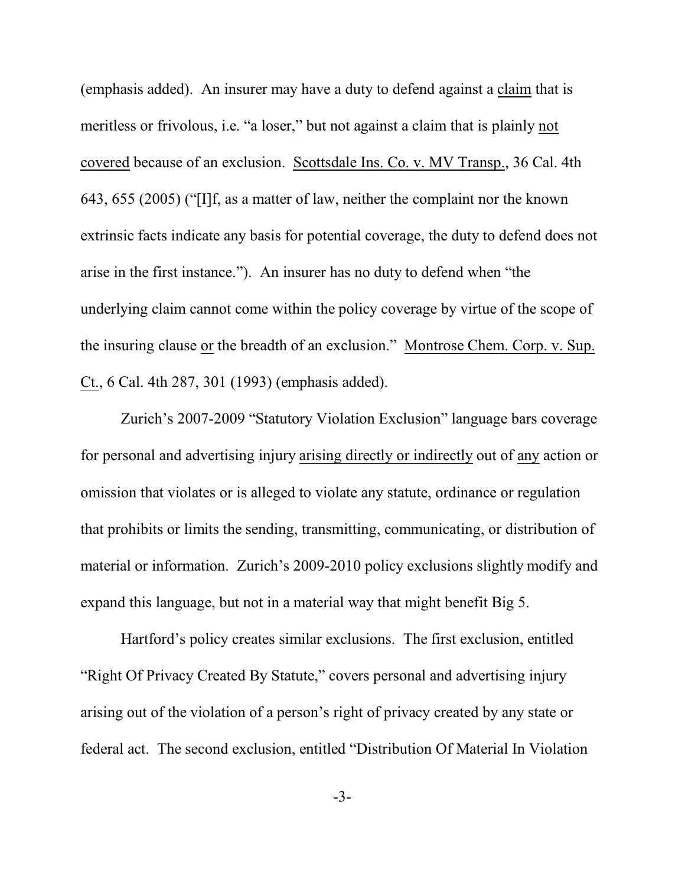(emphasis added). An insurer may have a duty to defend against a claim that is meritless or frivolous, i.e. "a loser," but not against a claim that is plainly not covered because of an exclusion. Scottsdale Ins. Co. v. MV Transp., 36 Cal. 4th 643, 655 (2005) ("[I]f, as a matter of law, neither the complaint nor the known extrinsic facts indicate any basis for potential coverage, the duty to defend does not arise in the first instance."). An insurer has no duty to defend when "the underlying claim cannot come within the policy coverage by virtue of the scope of the insuring clause or the breadth of an exclusion." Montrose Chem. Corp. v. Sup. Ct., 6 Cal. 4th 287, 301 (1993) (emphasis added).

Zurich's 2007-2009 "Statutory Violation Exclusion" language bars coverage for personal and advertising injury arising directly or indirectly out of any action or omission that violates or is alleged to violate any statute, ordinance or regulation that prohibits or limits the sending, transmitting, communicating, or distribution of material or information. Zurich's 2009-2010 policy exclusions slightly modify and expand this language, but not in a material way that might benefit Big 5.

Hartford's policy creates similar exclusions. The first exclusion, entitled "Right Of Privacy Created By Statute," covers personal and advertising injury arising out of the violation of a person's right of privacy created by any state or federal act. The second exclusion, entitled "Distribution Of Material In Violation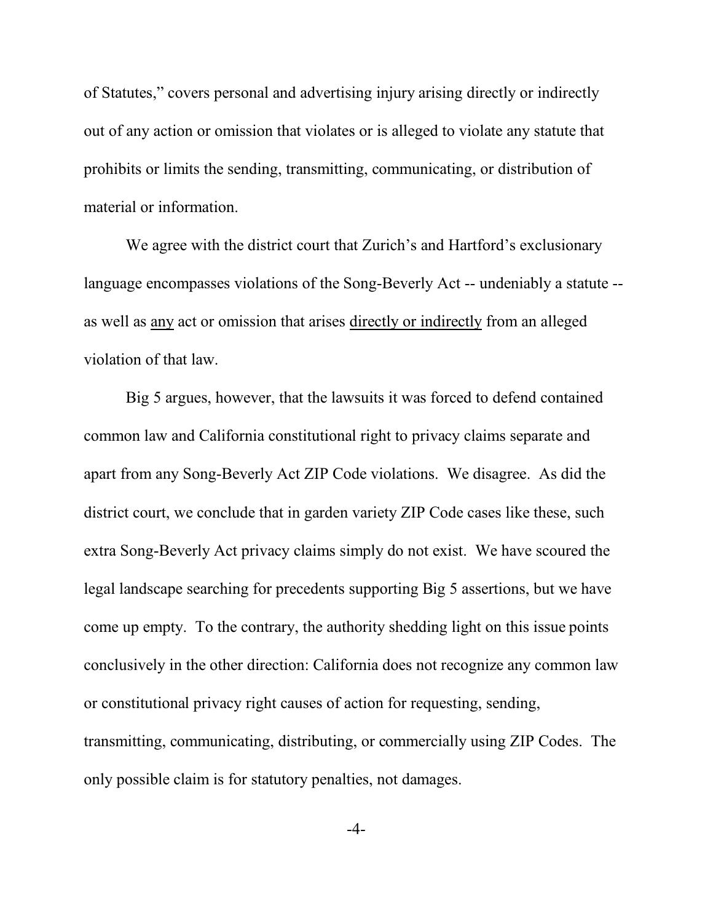of Statutes," covers personal and advertising injury arising directly or indirectly out of any action or omission that violates or is alleged to violate any statute that prohibits or limits the sending, transmitting, communicating, or distribution of material or information.

We agree with the district court that Zurich's and Hartford's exclusionary language encompasses violations of the Song-Beverly Act -- undeniably a statute -- as well as <u>any</u> act or omission that arises <u>directly or indirectly</u> from an alleged violation of that law.

Big 5 argues, however, that the lawsuits it was forced to defend contained common law and California constitutional right to privacy claims separate and apart from any Song-Beverly Act ZIP Code violations. We disagree. As did the district court, we conclude that in garden variety ZIP Code cases like these, such extra Song-Beverly Act privacy claims simply do not exist. We have scoured the legal landscape searching for precedents supporting Big 5 assertions, but we have come up empty. To the contrary, the authority shedding light on this issue points conclusively in the other direction: California does not recognize any common law or constitutional privacy right causes of action for requesting, sending, transmitting, communicating, distributing, or commercially using ZIP Codes. The only possible claim is for statutory penalties, not damages.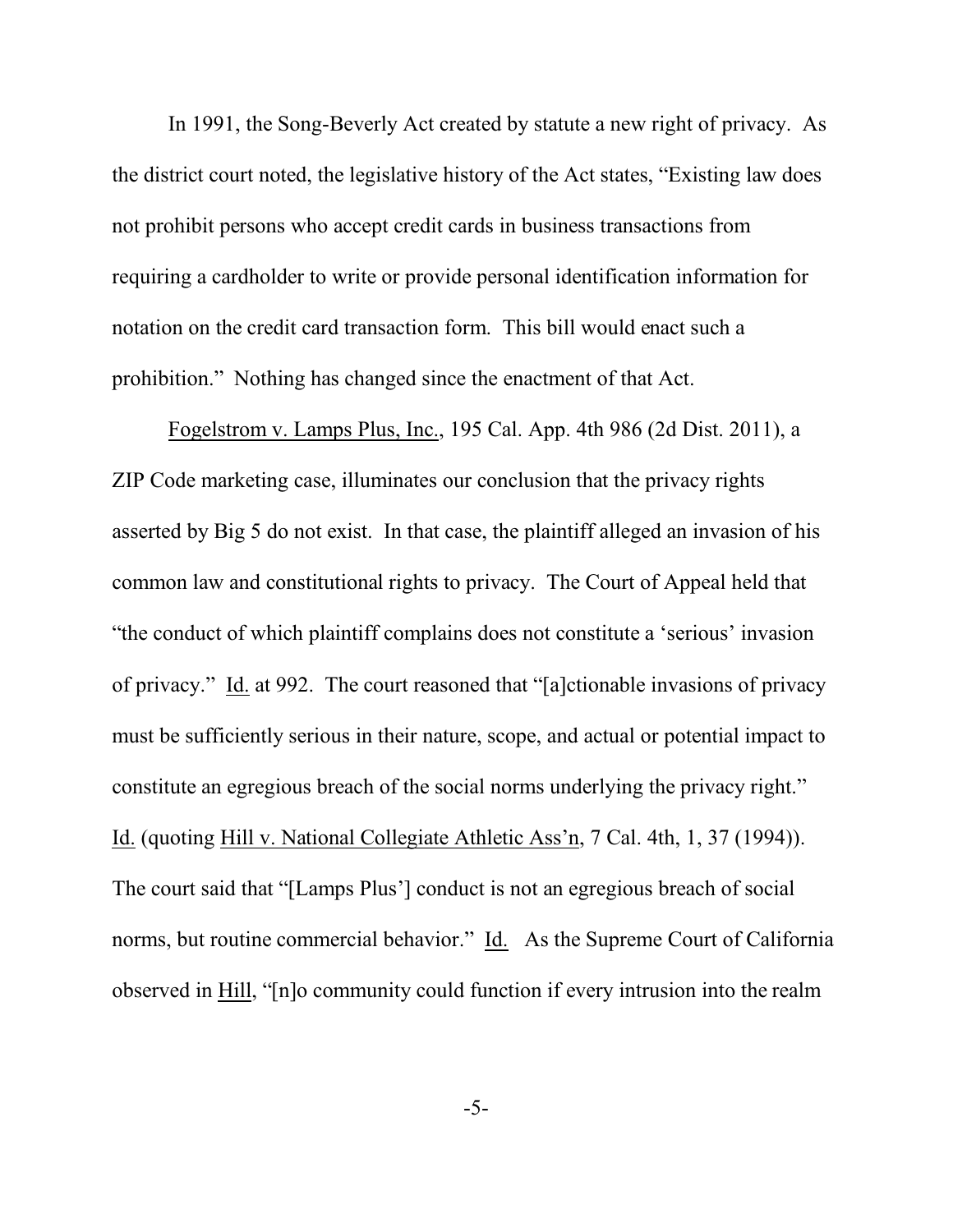In 1991, the Song-Beverly Act created by statute a new right of privacy. As the district court noted, the legislative history of the Act states, "Existing law does not prohibit persons who accept credit cards in business transactions from requiring a cardholder to write or provide personal identification information for notation on the credit card transaction form. This bill would enact such a prohibition." Nothing has changed since the enactment of that Act.

Fogelstrom v. Lamps Plus, Inc., 195 Cal. App. 4th 986 (2d Dist. 2011), a ZIP Code marketing case, illuminates our conclusion that the privacy rights asserted by Big 5 do not exist. In that case, the plaintiff alleged an invasion of his common law and constitutional rights to privacy. The Court of Appeal held that "the conduct of which plaintiff complains does not constitute a 'serious' invasion of privacy." Id. at 992. The court reasoned that "[a]ctionable invasions of privacy must be sufficiently serious in their nature, scope, and actual or potential impact to constitute an egregious breach of the social norms underlying the privacy right." Id. (quoting Hill v. National Collegiate Athletic Ass'n, 7 Cal. 4th, 1, 37 (1994)). The court said that "[Lamps Plus'] conduct is not an egregious breach of social norms, but routine commercial behavior." Id. As the Supreme Court of California observed in Hill, "[n]o community could function if every intrusion into the realm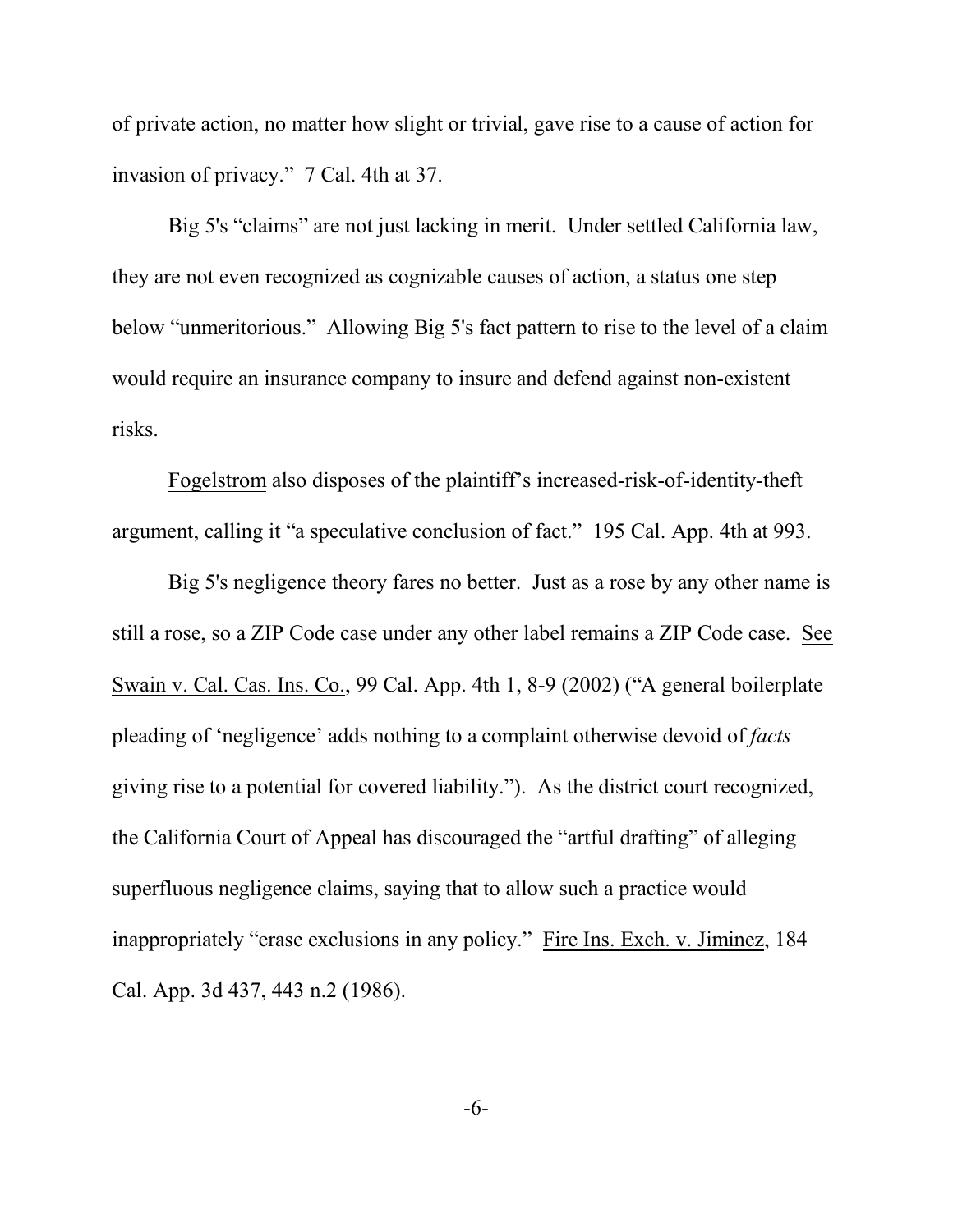of private action, no matter how slight or trivial, gave rise to a cause of action for invasion of privacy." 7 Cal. 4th at 37.

Big 5's "claims" are not just lacking in merit. Under settled California law, they are not even recognized as cognizable causes of action, a status one step below "unmeritorious." Allowing Big 5's fact pattern to rise to the level of a claim would require an insurance company to insure and defend against non-existent risks.

Fogelstrom also disposes of the plaintiff's increased-risk-of-identity-theft argument, calling it "a speculative conclusion of fact." 195 Cal. App. 4th at 993.

Big 5's negligence theory fares no better. Just as a rose by any other name is still a rose, so a ZIP Code case under any other label remains a ZIP Code case. See Swain v. Cal. Cas. Ins. Co., 99 Cal. App. 4th 1, 8-9 (2002) ("A general boilerplate pleading of 'negligence' adds nothing to a complaint otherwise devoid of *facts* giving rise to a potential for covered liability."). As the district court recognized, the California Court of Appeal has discouraged the "artful drafting" of alleging superfluous negligence claims, saying that to allow such a practice would inappropriately "erase exclusions in any policy." Fire Ins. Exch. v. Jiminez, 184 Cal. App. 3d 437, 443 n.2 (1986).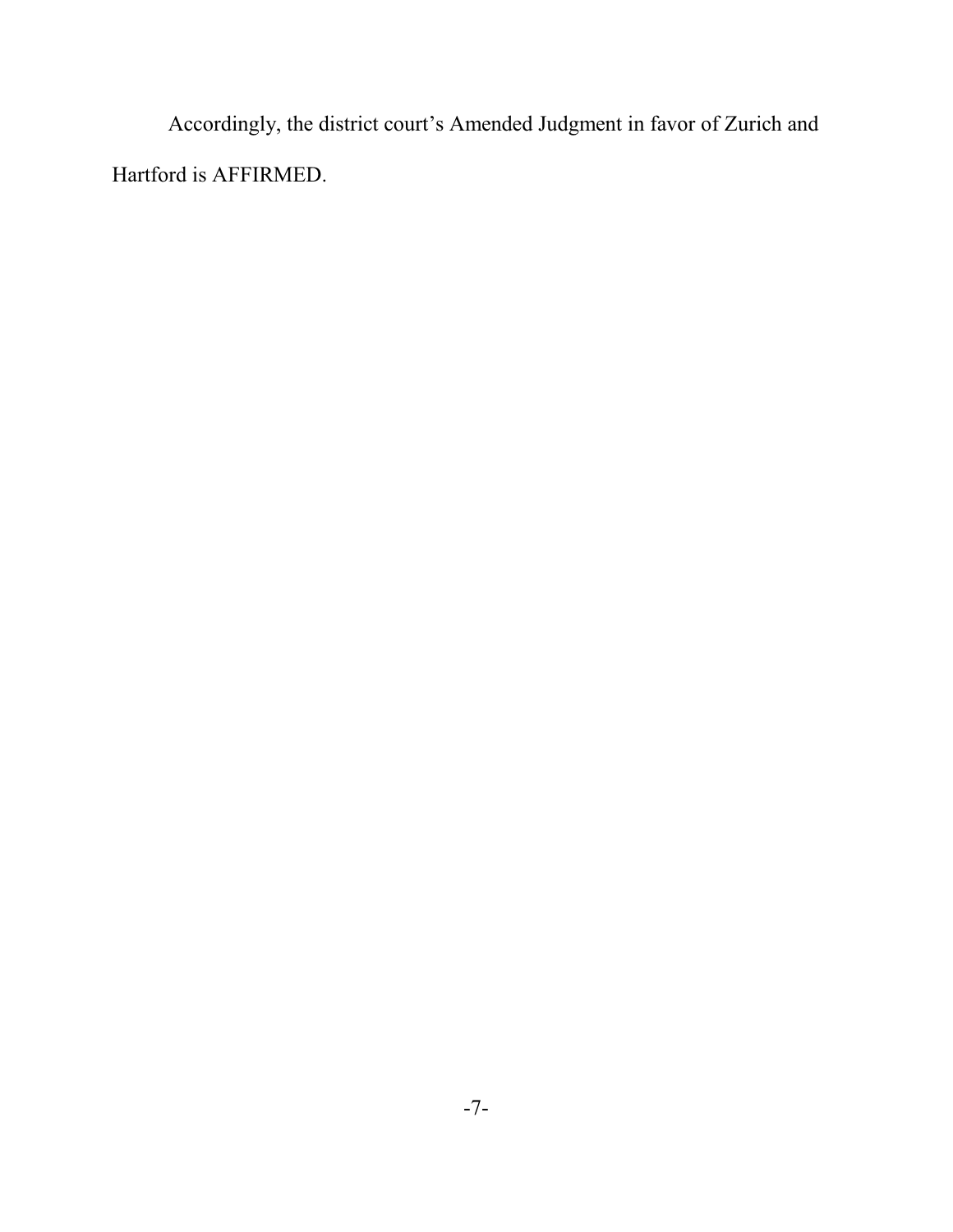Accordingly, the district court's Amended Judgment in favor of Zurich and Hartford is AFFIRMED.